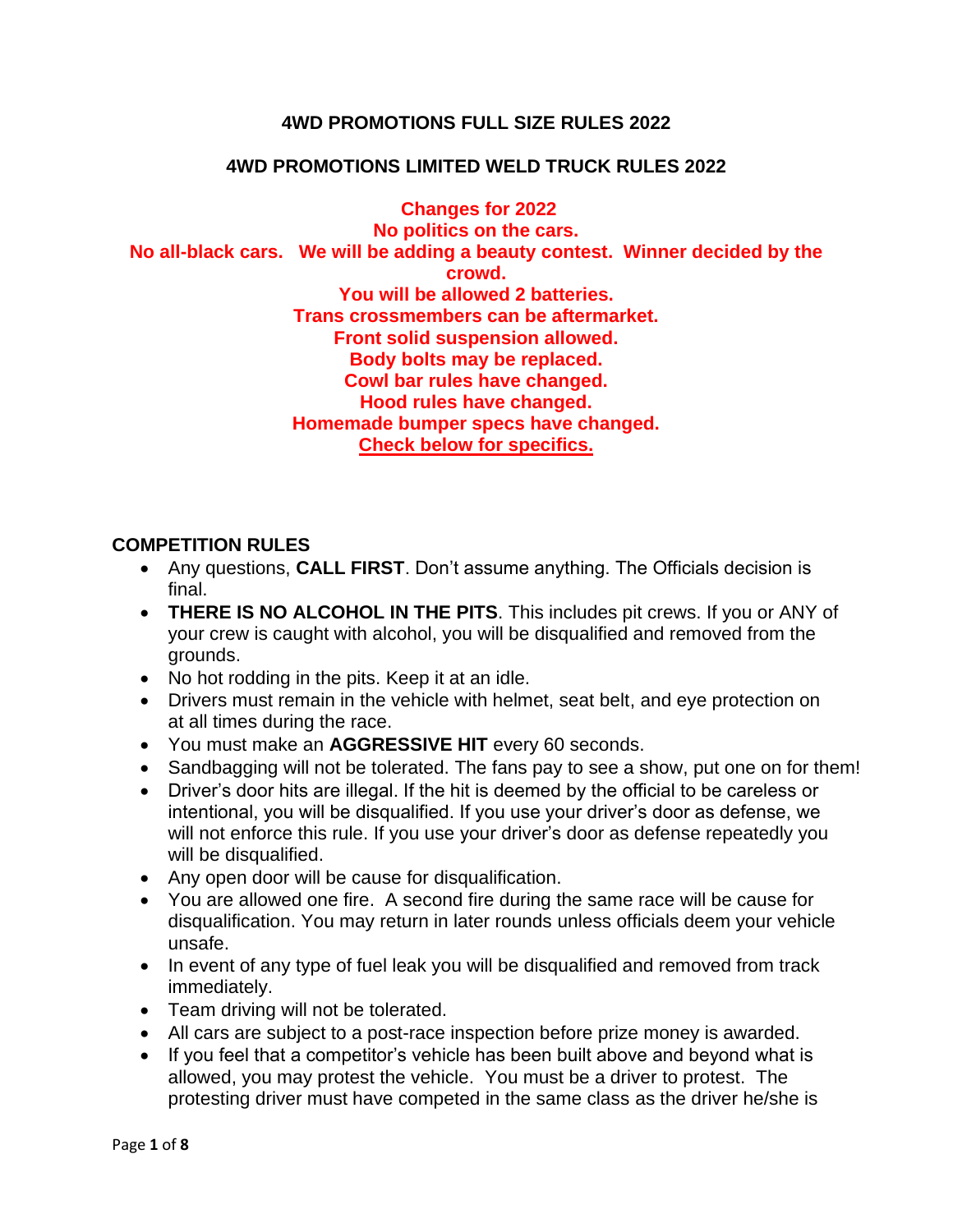**4WD PROMOTIONS FULL SIZE RULES 2022**

**4WD PROMOTIONS LIMITED WELD TRUCK RULES 2022**

**Changes for 2022**
**No politics on the cars.**
**No all-black cars. We will be adding a beauty contest. Winner decided by the crowd.**
**You will be allowed 2 batteries.**
**Trans crossmembers can be aftermarket.**
**Front solid suspension allowed.**
**Body bolts may be replaced.**
**Cowl bar rules have changed.**
**Hood rules have changed.**
**Homemade bumper specs have changed.**
**Check below for specifics.**

## COMPETITION RULES

- Any questions, **CALL FIRST**. Don't assume anything. The Officials decision is final.
- **THERE IS NO ALCOHOL IN THE PITS**. This includes pit crews. If you or ANY of your crew is caught with alcohol, you will be disqualified and removed from the grounds.
- No hot rodding in the pits. Keep it at an idle.
- Drivers must remain in the vehicle with helmet, seat belt, and eye protection on at all times during the race.
- You must make an **AGGRESSIVE HIT** every 60 seconds.
- Sandbagging will not be tolerated. The fans pay to see a show, put one on for them!
- Driver's door hits are illegal. If the hit is deemed by the official to be careless or intentional, you will be disqualified. If you use your driver's door as defense, we will not enforce this rule. If you use your driver's door as defense repeatedly you will be disqualified.
- Any open door will be cause for disqualification.
- You are allowed one fire. A second fire during the same race will be cause for disqualification. You may return in later rounds unless officials deem your vehicle unsafe.
- In event of any type of fuel leak you will be disqualified and removed from track immediately.
- Team driving will not be tolerated.
- All cars are subject to a post-race inspection before prize money is awarded.
- If you feel that a competitor's vehicle has been built above and beyond what is allowed, you may protest the vehicle. You must be a driver to protest. The protesting driver must have competed in the same class as the driver he/she is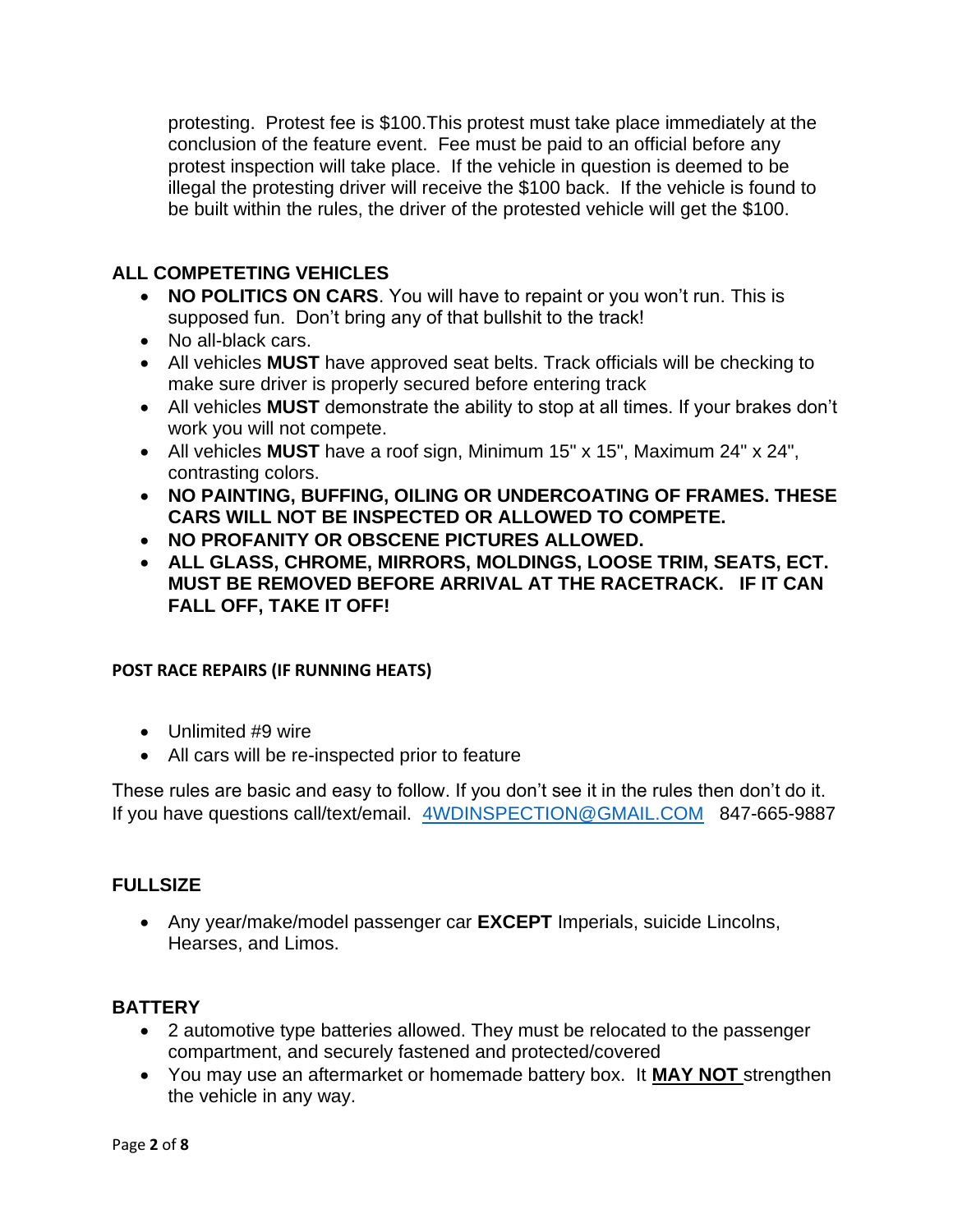protesting. Protest fee is $100.This protest must take place immediately at the conclusion of the feature event. Fee must be paid to an official before any protest inspection will take place. If the vehicle in question is deemed to be illegal the protesting driver will receive the $100 back. If the vehicle is found to be built within the rules, the driver of the protested vehicle will get the $100.

## ALL COMPETETING VEHICLES

- **NO POLITICS ON CARS**. You will have to repaint or you won't run. This is supposed fun. Don't bring any of that bullshit to the track!
- No all-black cars.
- All vehicles **MUST** have approved seat belts. Track officials will be checking to make sure driver is properly secured before entering track
- All vehicles **MUST** demonstrate the ability to stop at all times. If your brakes don't work you will not compete.
- All vehicles **MUST** have a roof sign, Minimum 15" x 15", Maximum 24" x 24", contrasting colors.
- **NO PAINTING, BUFFING, OILING OR UNDERCOATING OF FRAMES. THESE CARS WILL NOT BE INSPECTED OR ALLOWED TO COMPETE.**
- **NO PROFANITY OR OBSCENE PICTURES ALLOWED.**
- **ALL GLASS, CHROME, MIRRORS, MOLDINGS, LOOSE TRIM, SEATS, ECT. MUST BE REMOVED BEFORE ARRIVAL AT THE RACETRACK. IF IT CAN FALL OFF, TAKE IT OFF!**

### POST RACE REPAIRS (IF RUNNING HEATS)

- Unlimited #9 wire
- All cars will be re-inspected prior to feature

These rules are basic and easy to follow. If you don't see it in the rules then don't do it. If you have questions call/text/email. 4WDINSPECTION@GMAIL.COM 847-665-9887

## FULLSIZE

- Any year/make/model passenger car **EXCEPT** Imperials, suicide Lincolns, Hearses, and Limos.

## BATTERY

- 2 automotive type batteries allowed. They must be relocated to the passenger compartment, and securely fastened and protected/covered
- You may use an aftermarket or homemade battery box. It **MAY NOT** strengthen the vehicle in any way.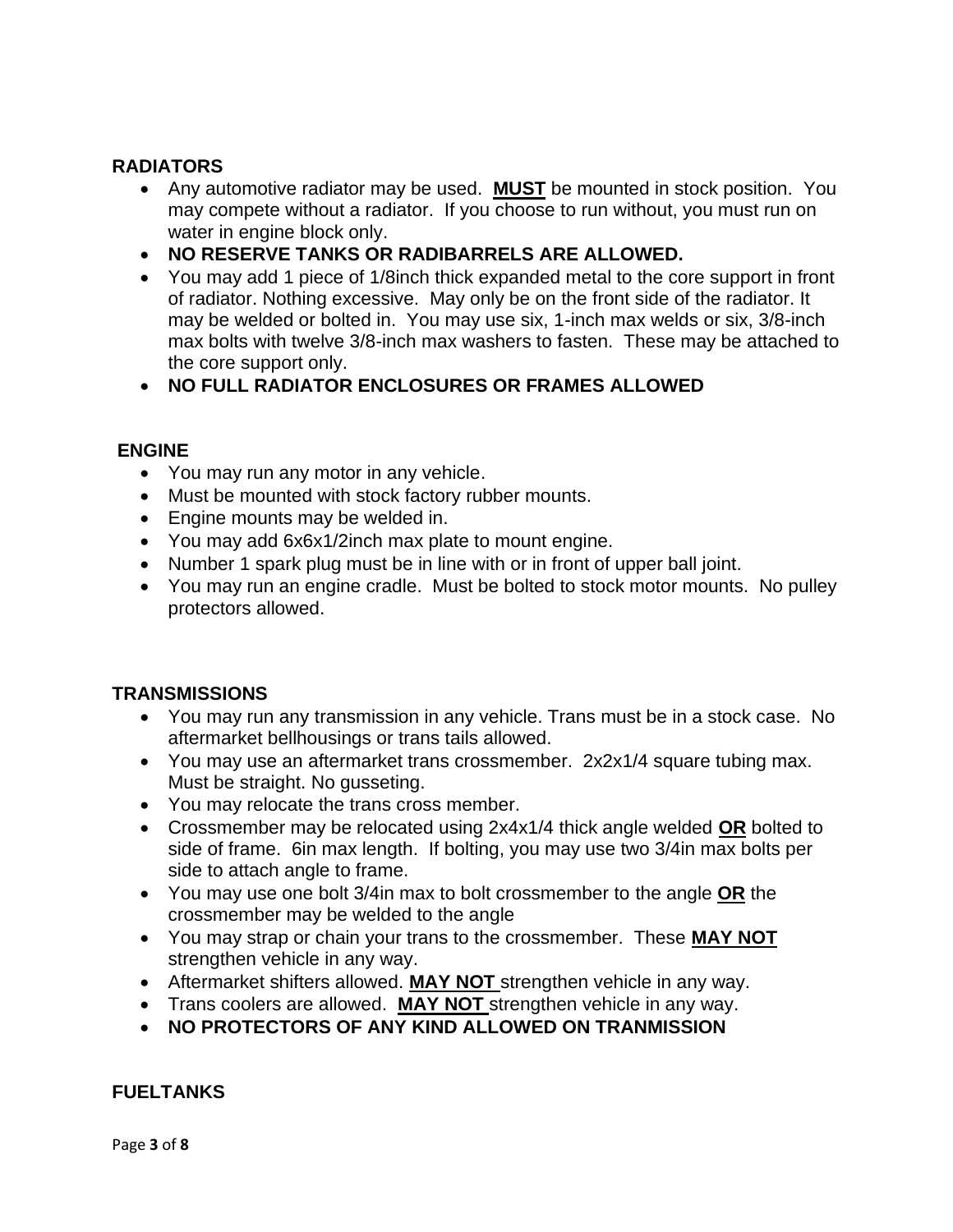## RADIATORS

- Any automotive radiator may be used. **<u>MUST</u>** be mounted in stock position. You may compete without a radiator. If you choose to run without, you must run on water in engine block only.
- **NO RESERVE TANKS OR RADIBARRELS ARE ALLOWED.**
- You may add 1 piece of 1/8inch thick expanded metal to the core support in front of radiator. Nothing excessive. May only be on the front side of the radiator. It may be welded or bolted in. You may use six, 1-inch max welds or six, 3/8-inch max bolts with twelve 3/8-inch max washers to fasten. These may be attached to the core support only.
- **NO FULL RADIATOR ENCLOSURES OR FRAMES ALLOWED**

## ENGINE

- You may run any motor in any vehicle.
- Must be mounted with stock factory rubber mounts.
- Engine mounts may be welded in.
- You may add 6x6x1/2inch max plate to mount engine.
- Number 1 spark plug must be in line with or in front of upper ball joint.
- You may run an engine cradle. Must be bolted to stock motor mounts. No pulley protectors allowed.

## TRANSMISSIONS

- You may run any transmission in any vehicle. Trans must be in a stock case. No aftermarket bellhousings or trans tails allowed.
- You may use an aftermarket trans crossmember. 2x2x1/4 square tubing max. Must be straight. No gusseting.
- You may relocate the trans cross member.
- Crossmember may be relocated using 2x4x1/4 thick angle welded **<u>OR</u>** bolted to side of frame. 6in max length. If bolting, you may use two 3/4in max bolts per side to attach angle to frame.
- You may use one bolt 3/4in max to bolt crossmember to the angle **<u>OR</u>** the crossmember may be welded to the angle
- You may strap or chain your trans to the crossmember. These **<u>MAY NOT</u>** strengthen vehicle in any way.
- Aftermarket shifters allowed. **<u>MAY NOT</u>** strengthen vehicle in any way.
- Trans coolers are allowed. **<u>MAY NOT</u>** strengthen vehicle in any way.
- **NO PROTECTORS OF ANY KIND ALLOWED ON TRANMISSION**

## FUELTANKS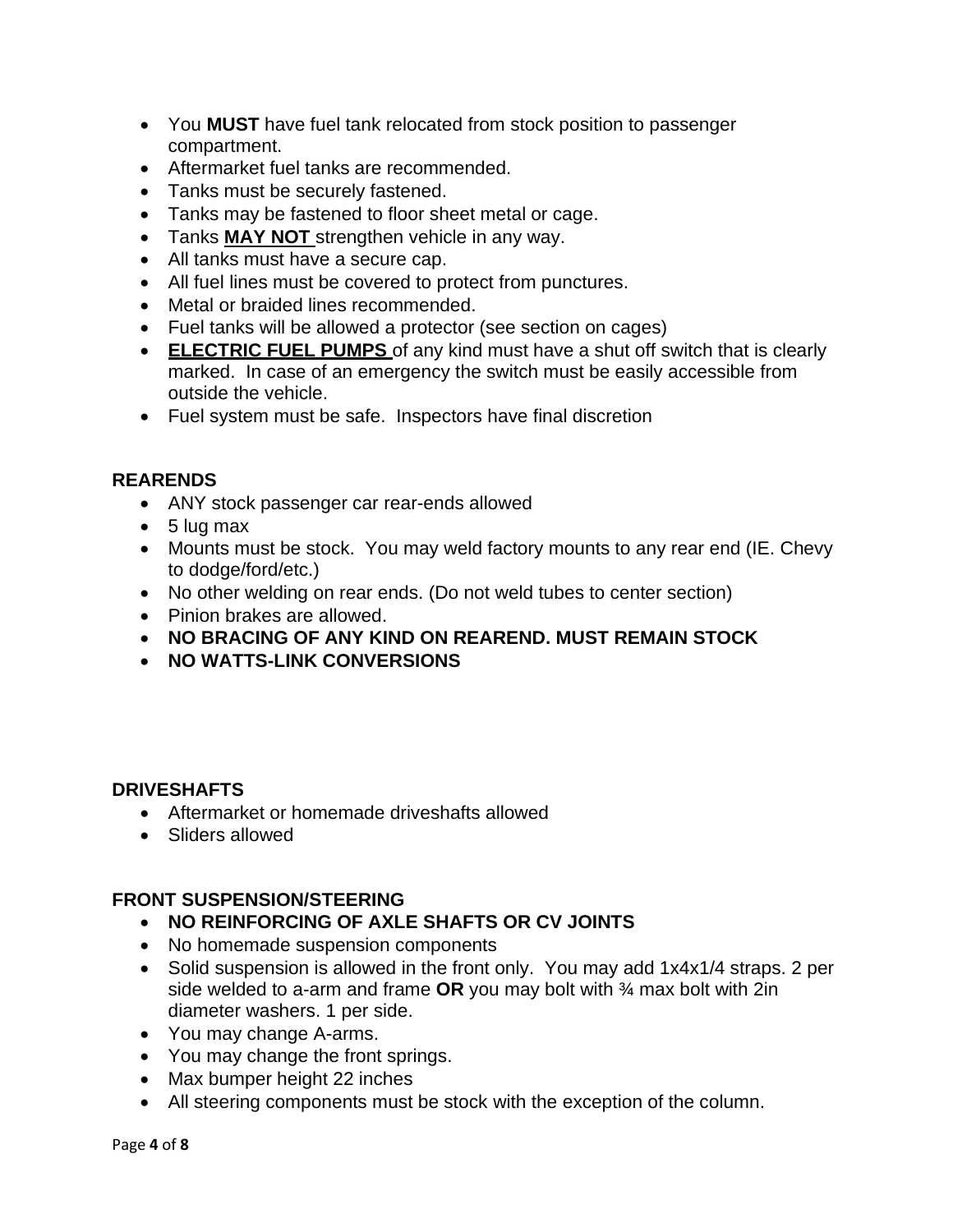- You **MUST** have fuel tank relocated from stock position to passenger compartment.
- Aftermarket fuel tanks are recommended.
- Tanks must be securely fastened.
- Tanks may be fastened to floor sheet metal or cage.
- Tanks **MAY NOT** strengthen vehicle in any way.
- All tanks must have a secure cap.
- All fuel lines must be covered to protect from punctures.
- Metal or braided lines recommended.
- Fuel tanks will be allowed a protector (see section on cages)
- **ELECTRIC FUEL PUMPS** of any kind must have a shut off switch that is clearly marked. In case of an emergency the switch must be easily accessible from outside the vehicle.
- Fuel system must be safe. Inspectors have final discretion

**REARENDS**

- ANY stock passenger car rear-ends allowed
- 5 lug max
- Mounts must be stock. You may weld factory mounts to any rear end (IE. Chevy to dodge/ford/etc.)
- No other welding on rear ends. (Do not weld tubes to center section)
- Pinion brakes are allowed.
- **NO BRACING OF ANY KIND ON REAREND. MUST REMAIN STOCK**
- **NO WATTS-LINK CONVERSIONS**

**DRIVESHAFTS**

- Aftermarket or homemade driveshafts allowed
- Sliders allowed

**FRONT SUSPENSION/STEERING**

- **NO REINFORCING OF AXLE SHAFTS OR CV JOINTS**
- No homemade suspension components
- Solid suspension is allowed in the front only. You may add 1x4x1/4 straps. 2 per side welded to a-arm and frame **OR** you may bolt with ¾ max bolt with 2in diameter washers. 1 per side.
- You may change A-arms.
- You may change the front springs.
- Max bumper height 22 inches
- All steering components must be stock with the exception of the column.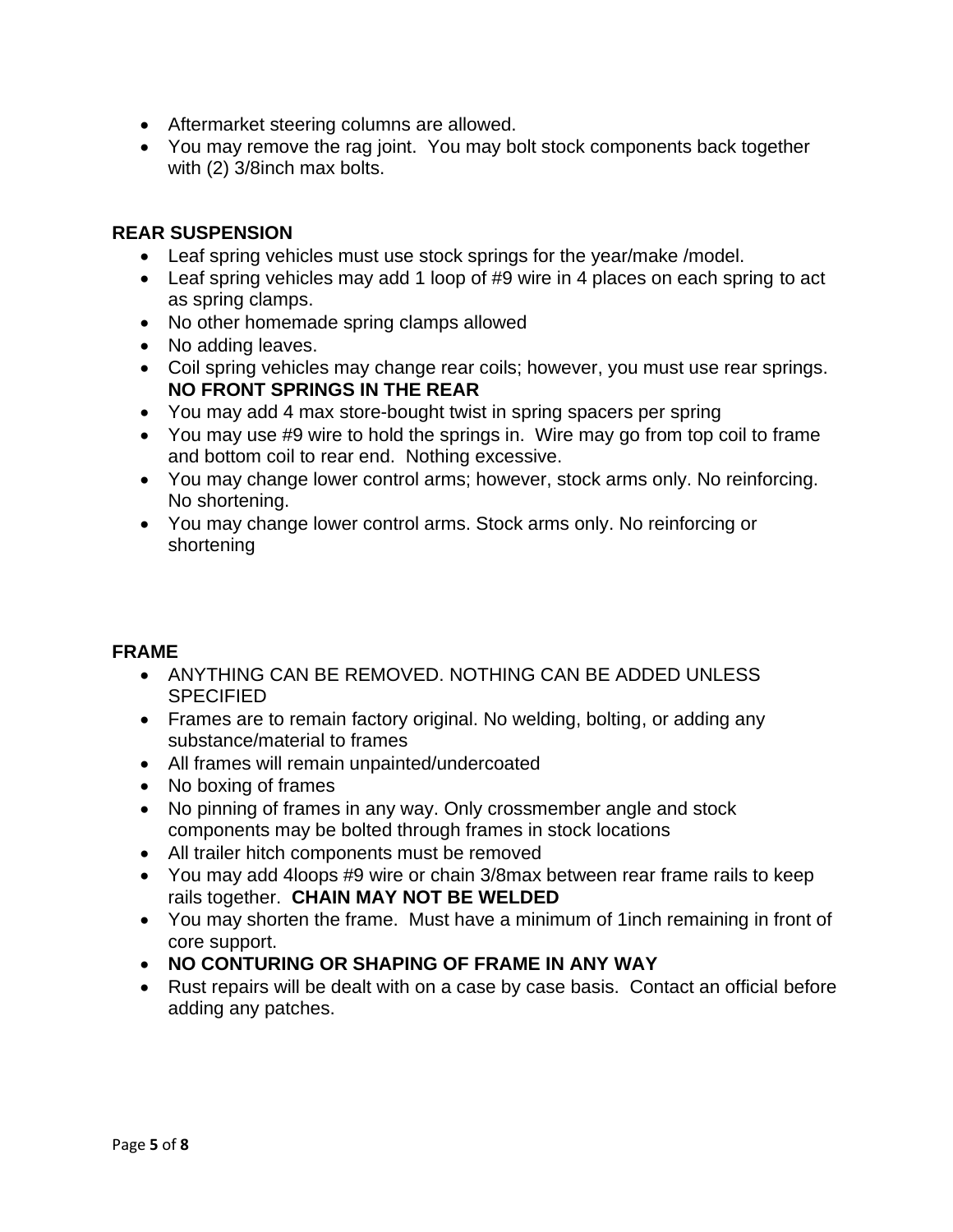- Aftermarket steering columns are allowed.
- You may remove the rag joint.  You may bolt stock components back together with (2) 3/8inch max bolts.

## REAR SUSPENSION

- Leaf spring vehicles must use stock springs for the year/make /model.
- Leaf spring vehicles may add 1 loop of #9 wire in 4 places on each spring to act as spring clamps.
- No other homemade spring clamps allowed
- No adding leaves.
- Coil spring vehicles may change rear coils; however, you must use rear springs. **NO FRONT SPRINGS IN THE REAR**
- You may add 4 max store-bought twist in spring spacers per spring
- You may use #9 wire to hold the springs in.  Wire may go from top coil to frame and bottom coil to rear end.  Nothing excessive.
- You may change lower control arms; however, stock arms only. No reinforcing. No shortening.
- You may change lower control arms. Stock arms only. No reinforcing or shortening

## FRAME

- ANYTHING CAN BE REMOVED. NOTHING CAN BE ADDED UNLESS SPECIFIED
- Frames are to remain factory original. No welding, bolting, or adding any substance/material to frames
- All frames will remain unpainted/undercoated
- No boxing of frames
- No pinning of frames in any way. Only crossmember angle and stock components may be bolted through frames in stock locations
- All trailer hitch components must be removed
- You may add 4loops #9 wire or chain 3/8max between rear frame rails to keep rails together.  **CHAIN MAY NOT BE WELDED**
- You may shorten the frame.  Must have a minimum of 1inch remaining in front of core support.
- **NO CONTURING OR SHAPING OF FRAME IN ANY WAY**
- Rust repairs will be dealt with on a case by case basis.  Contact an official before adding any patches.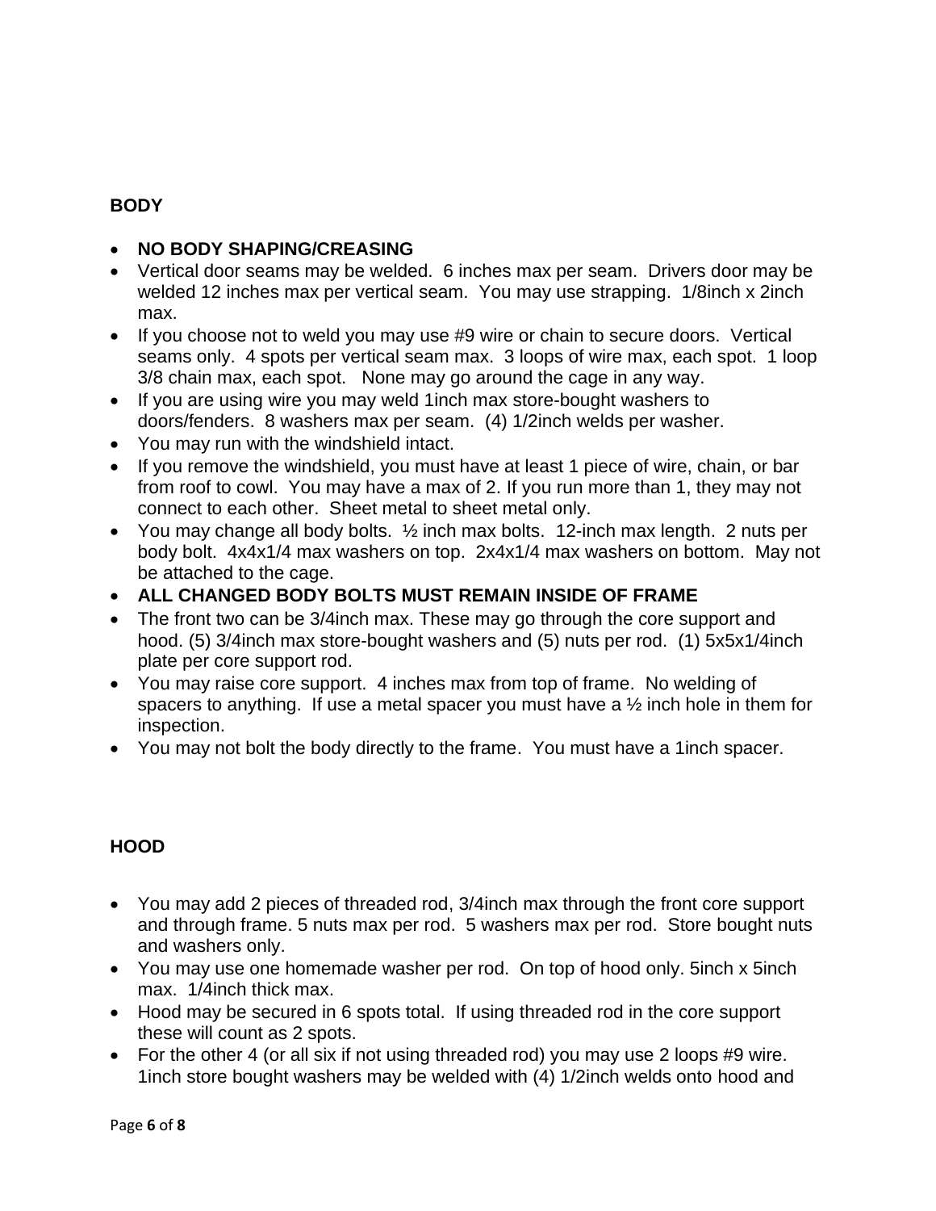## BODY

- **NO BODY SHAPING/CREASING**
- Vertical door seams may be welded. 6 inches max per seam. Drivers door may be welded 12 inches max per vertical seam. You may use strapping. 1/8inch x 2inch max.
- If you choose not to weld you may use #9 wire or chain to secure doors. Vertical seams only. 4 spots per vertical seam max. 3 loops of wire max, each spot. 1 loop 3/8 chain max, each spot. None may go around the cage in any way.
- If you are using wire you may weld 1inch max store-bought washers to doors/fenders. 8 washers max per seam. (4) 1/2inch welds per washer.
- You may run with the windshield intact.
- If you remove the windshield, you must have at least 1 piece of wire, chain, or bar from roof to cowl. You may have a max of 2. If you run more than 1, they may not connect to each other. Sheet metal to sheet metal only.
- You may change all body bolts. ½ inch max bolts. 12-inch max length. 2 nuts per body bolt. 4x4x1/4 max washers on top. 2x4x1/4 max washers on bottom. May not be attached to the cage.
- **ALL CHANGED BODY BOLTS MUST REMAIN INSIDE OF FRAME**
- The front two can be 3/4inch max. These may go through the core support and hood. (5) 3/4inch max store-bought washers and (5) nuts per rod. (1) 5x5x1/4inch plate per core support rod.
- You may raise core support. 4 inches max from top of frame. No welding of spacers to anything. If use a metal spacer you must have a ½ inch hole in them for inspection.
- You may not bolt the body directly to the frame. You must have a 1inch spacer.

## HOOD

- You may add 2 pieces of threaded rod, 3/4inch max through the front core support and through frame. 5 nuts max per rod. 5 washers max per rod. Store bought nuts and washers only.
- You may use one homemade washer per rod. On top of hood only. 5inch x 5inch max. 1/4inch thick max.
- Hood may be secured in 6 spots total. If using threaded rod in the core support these will count as 2 spots.
- For the other 4 (or all six if not using threaded rod) you may use 2 loops #9 wire. 1inch store bought washers may be welded with (4) 1/2inch welds onto hood and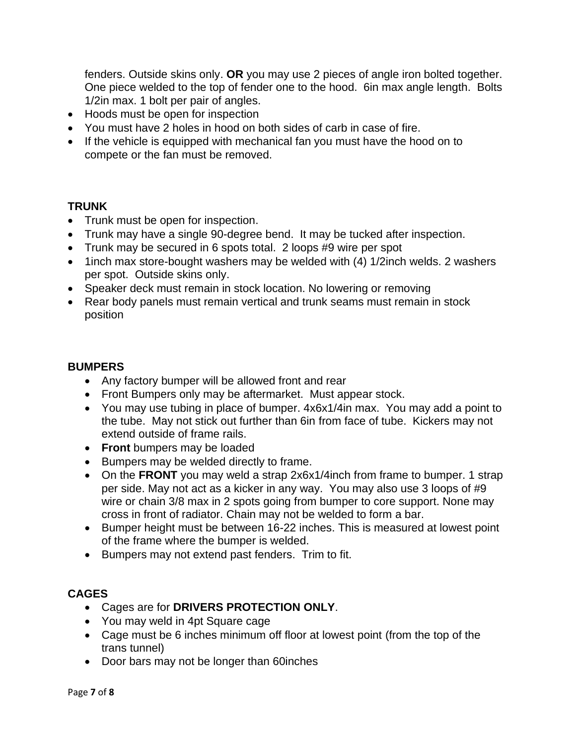fenders. Outside skins only. **OR** you may use 2 pieces of angle iron bolted together. One piece welded to the top of fender one to the hood. 6in max angle length. Bolts 1/2in max. 1 bolt per pair of angles.

- Hoods must be open for inspection
- You must have 2 holes in hood on both sides of carb in case of fire.
- If the vehicle is equipped with mechanical fan you must have the hood on to compete or the fan must be removed.

**TRUNK**

- Trunk must be open for inspection.
- Trunk may have a single 90-degree bend. It may be tucked after inspection.
- Trunk may be secured in 6 spots total. 2 loops #9 wire per spot
- 1inch max store-bought washers may be welded with (4) 1/2inch welds. 2 washers per spot. Outside skins only.
- Speaker deck must remain in stock location. No lowering or removing
- Rear body panels must remain vertical and trunk seams must remain in stock position

**BUMPERS**

- Any factory bumper will be allowed front and rear
- Front Bumpers only may be aftermarket. Must appear stock.
- You may use tubing in place of bumper. 4x6x1/4in max. You may add a point to the tube. May not stick out further than 6in from face of tube. Kickers may not extend outside of frame rails.
- **Front** bumpers may be loaded
- Bumpers may be welded directly to frame.
- On the **FRONT** you may weld a strap 2x6x1/4inch from frame to bumper. 1 strap per side. May not act as a kicker in any way. You may also use 3 loops of #9 wire or chain 3/8 max in 2 spots going from bumper to core support. None may cross in front of radiator. Chain may not be welded to form a bar.
- Bumper height must be between 16-22 inches. This is measured at lowest point of the frame where the bumper is welded.
- Bumpers may not extend past fenders. Trim to fit.

**CAGES**

- Cages are for **DRIVERS PROTECTION ONLY**.
- You may weld in 4pt Square cage
- Cage must be 6 inches minimum off floor at lowest point (from the top of the trans tunnel)
- Door bars may not be longer than 60inches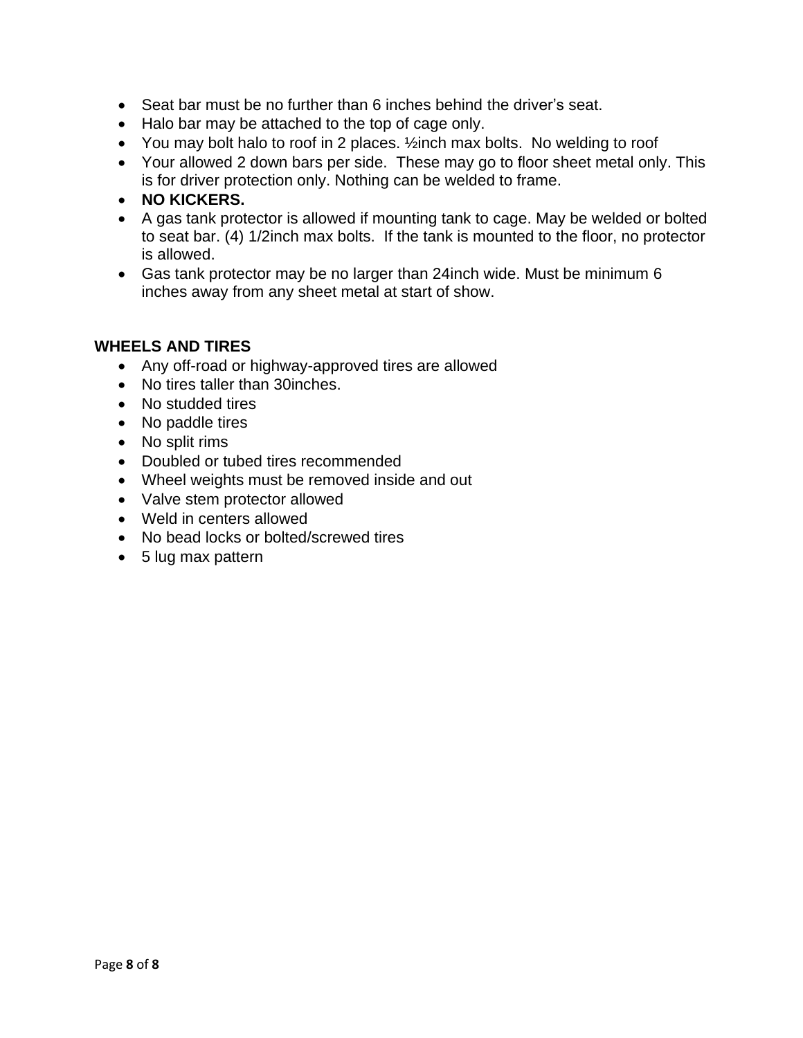- Seat bar must be no further than 6 inches behind the driver's seat.
- Halo bar may be attached to the top of cage only.
- You may bolt halo to roof in 2 places. ½inch max bolts.  No welding to roof
- Your allowed 2 down bars per side.  These may go to floor sheet metal only. This is for driver protection only. Nothing can be welded to frame.
- **NO KICKERS.**
- A gas tank protector is allowed if mounting tank to cage. May be welded or bolted to seat bar. (4) 1/2inch max bolts.  If the tank is mounted to the floor, no protector is allowed.
- Gas tank protector may be no larger than 24inch wide. Must be minimum 6 inches away from any sheet metal at start of show.

**WHEELS AND TIRES**

- Any off-road or highway-approved tires are allowed
- No tires taller than 30inches.
- No studded tires
- No paddle tires
- No split rims
- Doubled or tubed tires recommended
- Wheel weights must be removed inside and out
- Valve stem protector allowed
- Weld in centers allowed
- No bead locks or bolted/screwed tires
- 5 lug max pattern